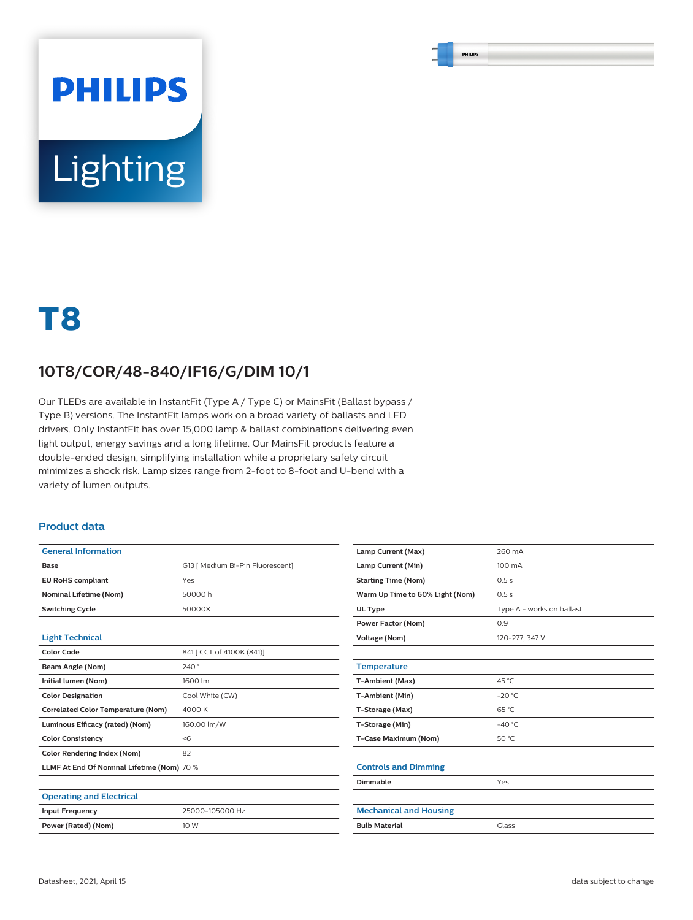PHILIPS

Lighting

# T8

## 10T8/COR/48-840/IF16/G/DIM 10/1

Our TLEDs are available in InstantFit (Type A / Type C) or MainsFit (Ballast bypass / Type B) versions. The InstantFit lamps work on a broad variety of ballasts and LED drivers. Only InstantFit has over 15,000 lamp & ballast combinations delivering even light output, energy savings and a long lifetime. Our MainsFit products feature a double-ended design, simplifying installation while a proprietary safety circuit minimizes a shock risk. Lamp sizes range from 2-foot to 8-foot and U-bend with a variety of lumen outputs.

### Product data

| General Information | |
|---|---|
| Base | G13 [ Medium Bi-Pin Fluorescent] |
| EU RoHS compliant | Yes |
| Nominal Lifetime (Nom) | 50000 h |
| Switching Cycle | 50000X |

| Light Technical | |
|---|---|
| Color Code | 841 [ CCT of 4100K (841)] |
| Beam Angle (Nom) | 240 ° |
| Initial lumen (Nom) | 1600 lm |
| Color Designation | Cool White (CW) |
| Correlated Color Temperature (Nom) | 4000 K |
| Luminous Efficacy (rated) (Nom) | 160.00 lm/W |
| Color Consistency | <6 |
| Color Rendering Index (Nom) | 82 |
| LLMF At End Of Nominal Lifetime (Nom) | 70 % |

| Operating and Electrical | |
|---|---|
| Input Frequency | 25000-105000 Hz |
| Power (Rated) (Nom) | 10 W |
| Lamp Current (Max) | 260 mA |
| Lamp Current (Min) | 100 mA |
| Starting Time (Nom) | 0.5 s |
| Warm Up Time to 60% Light (Nom) | 0.5 s |
| UL Type | Type A - works on ballast |
| Power Factor (Nom) | 0.9 |
| Voltage (Nom) | 120-277, 347 V |

| Temperature | |
|---|---|
| T-Ambient (Max) | 45 °C |
| T-Ambient (Min) | -20 °C |
| T-Storage (Max) | 65 °C |
| T-Storage (Min) | -40 °C |
| T-Case Maximum (Nom) | 50 °C |

| Controls and Dimming | |
|---|---|
| Dimmable | Yes |

| Mechanical and Housing | |
|---|---|
| Bulb Material | Glass |

Datasheet, 2021, April 15 — data subject to change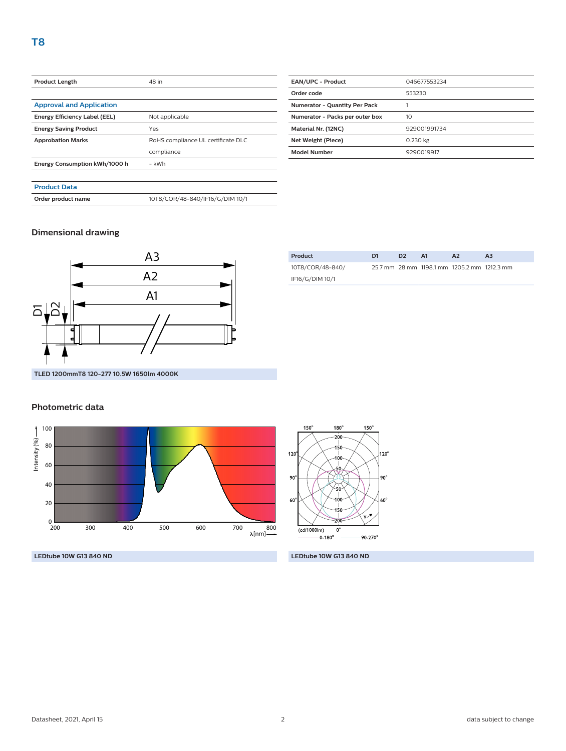# T8

| Product Length | 48 in |
|---|---|

| Approval and Application | |
|---|---|
| Energy Efficiency Label (EEL) | Not applicable |
| Energy Saving Product | Yes |
| Approbation Marks | RoHS compliance UL certificate DLC compliance |
| Energy Consumption kWh/1000 h | - kWh |

| Product Data | |
|---|---|
| Order product name | 10T8/COR/48-840/IF16/G/DIM 10/1 |

| EAN/UPC - Product | 046677553234 |
|---|---|
| Order code | 553230 |
| Numerator - Quantity Per Pack | 1 |
| Numerator - Packs per outer box | 10 |
| Material Nr. (12NC) | 929001991734 |
| Net Weight (Piece) | 0.230 kg |
| Model Number | 9290019917 |

## Dimensional drawing

TLED 1200mmT8 120-277 10.5W 1650lm 4000K

| Product | D1 | D2 | A1 | A2 | A3 |
|---|---|---|---|---|---|
| 10T8/COR/48-840/IF16/G/DIM 10/1 | 25.7 mm | 28 mm | 1198.1 mm | 1205.2 mm | 1212.3 mm |

## Photometric data

LEDtube 10W G13 840 ND

LEDtube 10W G13 840 ND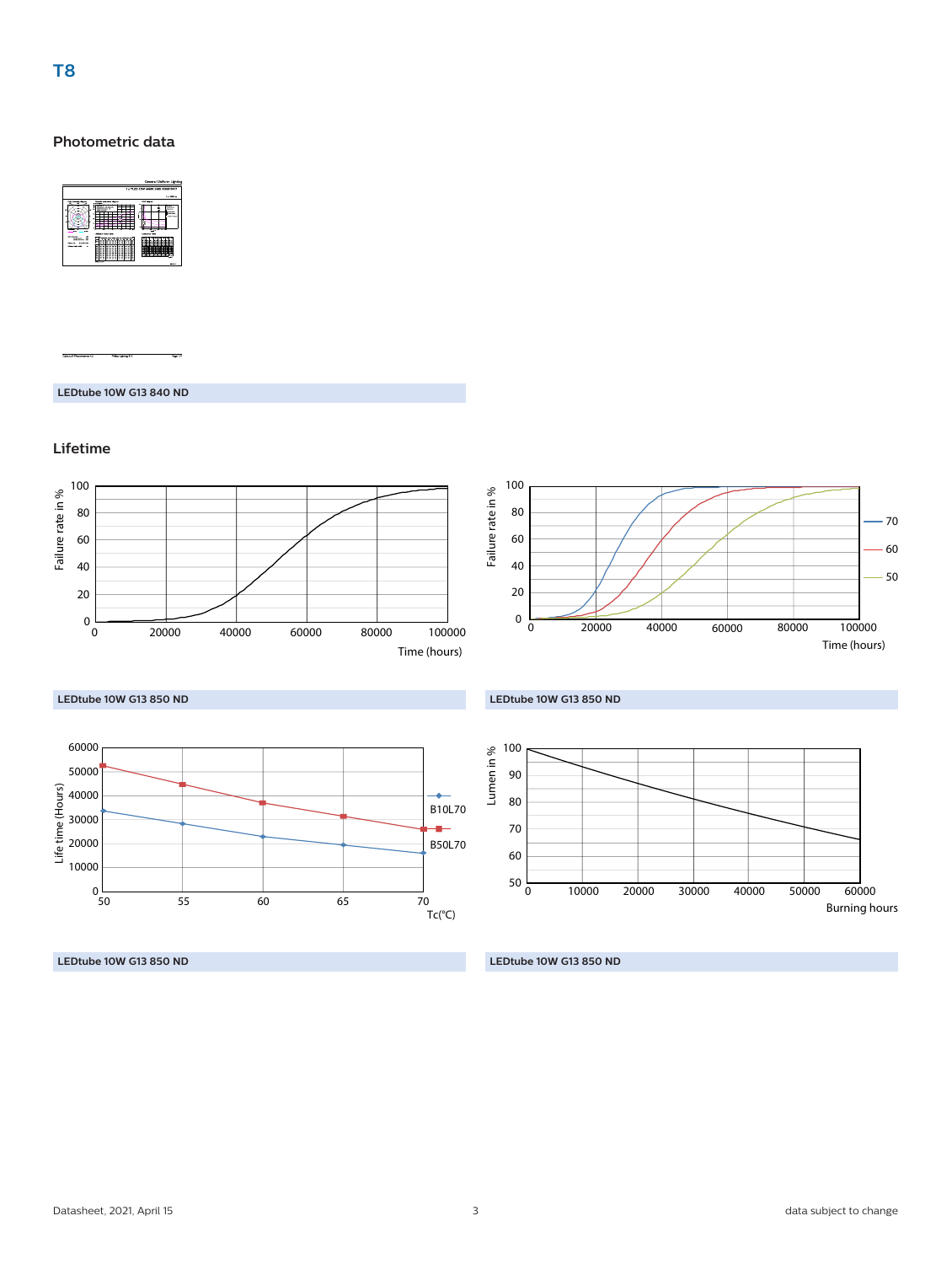# T8

## Photometric data

LEDtube 10W G13 840 ND

## Lifetime

LEDtube 10W G13 850 ND

LEDtube 10W G13 850 ND

LEDtube 10W G13 850 ND

LEDtube 10W G13 850 ND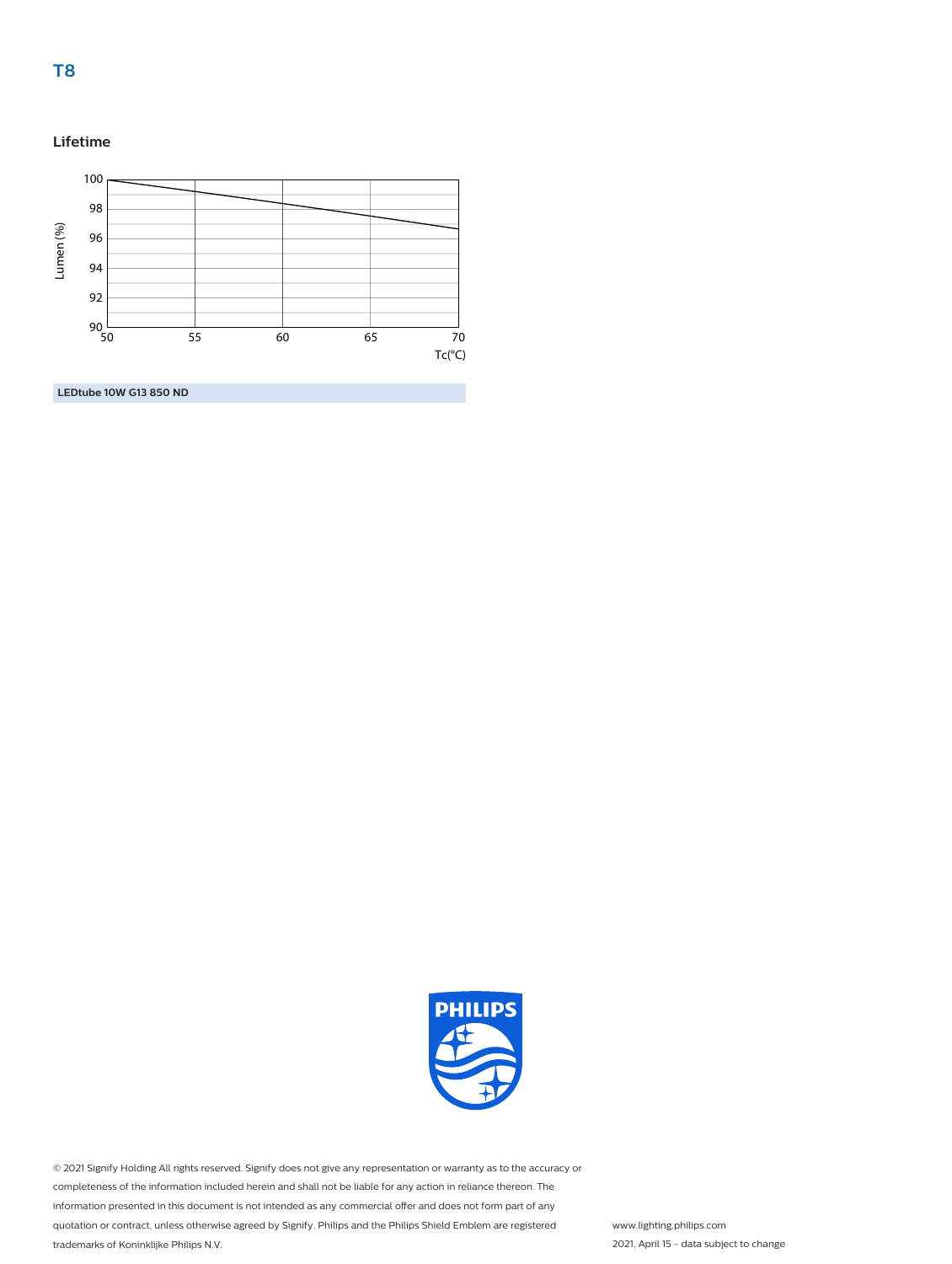# T8

## Lifetime

Lumen (%)

100
98
96
94
92
90

50
55
60
65
70

Tc(°C)

**LEDtube 10W G13 850 ND**

© 2021 Signify Holding All rights reserved. Signify does not give any representation or warranty as to the accuracy or completeness of the information included herein and shall not be liable for any action in reliance thereon. The information presented in this document is not intended as any commercial offer and does not form part of any quotation or contract, unless otherwise agreed by Signify. Philips and the Philips Shield Emblem are registered trademarks of Koninklijke Philips N.V.

www.lighting.philips.com

2021, April 15 - data subject to change